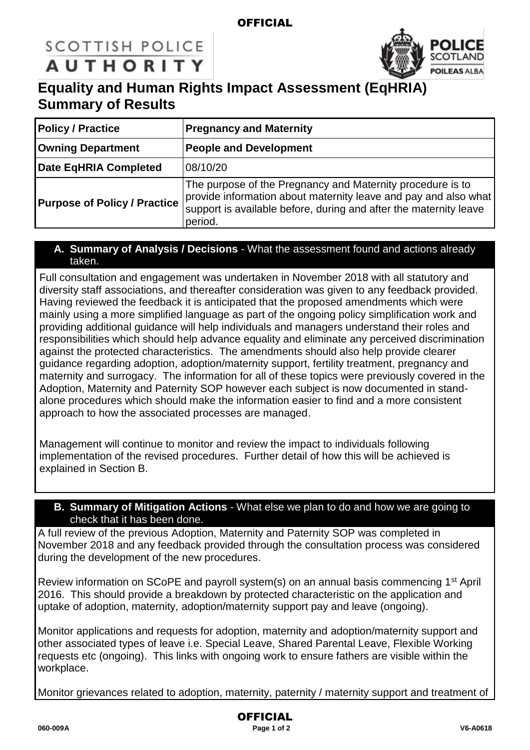OFFICIAL

SCOTTISH POLICE AUTHORITY

POLICE SCOTLAND POILEAS ALBA

# Equality and Human Rights Impact Assessment (EqHRIA) Summary of Results

| **Policy / Practice** | **Pregnancy and Maternity** |
|---|---|
| **Owning Department** | **People and Development** |
| **Date EqHRIA Completed** | 08/10/20 |
| **Purpose of Policy / Practice** | The purpose of the Pregnancy and Maternity procedure is to provide information about maternity leave and pay and also what support is available before, during and after the maternity leave period. |

## A. Summary of Analysis / Decisions - What the assessment found and actions already taken.

Full consultation and engagement was undertaken in November 2018 with all statutory and diversity staff associations, and thereafter consideration was given to any feedback provided. Having reviewed the feedback it is anticipated that the proposed amendments which were mainly using a more simplified language as part of the ongoing policy simplification work and providing additional guidance will help individuals and managers understand their roles and responsibilities which should help advance equality and eliminate any perceived discrimination against the protected characteristics. The amendments should also help provide clearer guidance regarding adoption, adoption/maternity support, fertility treatment, pregnancy and maternity and surrogacy. The information for all of these topics were previously covered in the Adoption, Maternity and Paternity SOP however each subject is now documented in stand-alone procedures which should make the information easier to find and a more consistent approach to how the associated processes are managed.

Management will continue to monitor and review the impact to individuals following implementation of the revised procedures. Further detail of how this will be achieved is explained in Section B.

## B. Summary of Mitigation Actions - What else we plan to do and how we are going to check that it has been done.

A full review of the previous Adoption, Maternity and Paternity SOP was completed in November 2018 and any feedback provided through the consultation process was considered during the development of the new procedures.

Review information on SCoPE and payroll system(s) on an annual basis commencing 1st April 2016. This should provide a breakdown by protected characteristic on the application and uptake of adoption, maternity, adoption/maternity support pay and leave (ongoing).

Monitor applications and requests for adoption, maternity and adoption/maternity support and other associated types of leave i.e. Special Leave, Shared Parental Leave, Flexible Working requests etc (ongoing). This links with ongoing work to ensure fathers are visible within the workplace.

Monitor grievances related to adoption, maternity, paternity / maternity support and treatment of

OFFICIAL

060-009A V6-A0618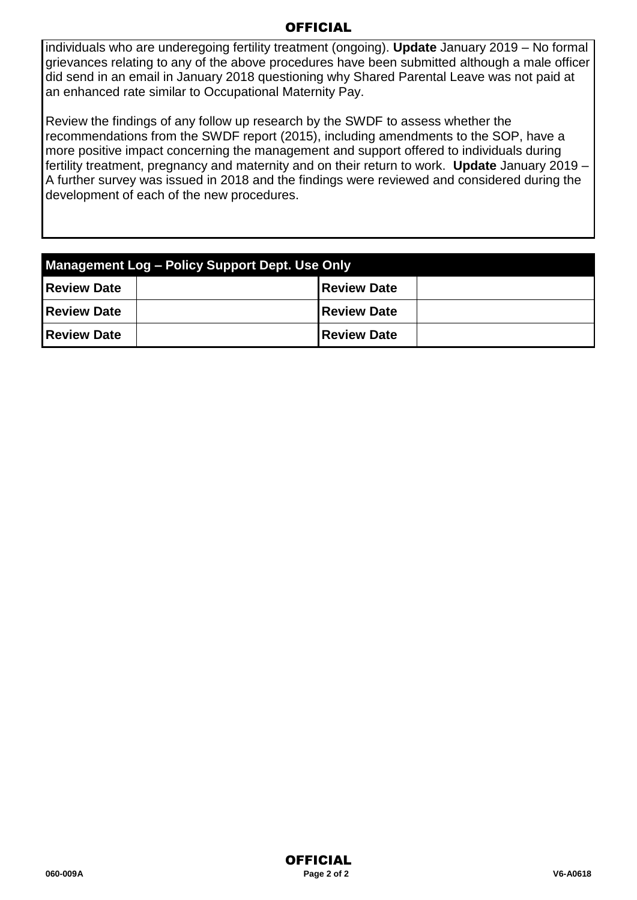individuals who are underegoing fertility treatment (ongoing). **Update** January 2019 – No formal grievances relating to any of the above procedures have been submitted although a male officer did send in an email in January 2018 questioning why Shared Parental Leave was not paid at an enhanced rate similar to Occupational Maternity Pay.

Review the findings of any follow up research by the SWDF to assess whether the recommendations from the SWDF report (2015), including amendments to the SOP, have a more positive impact concerning the management and support offered to individuals during fertility treatment, pregnancy and maternity and on their return to work. **Update** January 2019 – A further survey was issued in 2018 and the findings were reviewed and considered during the development of each of the new procedures.

| **Management Log – Policy Support Dept. Use Only** | | | |
|---|---|---|---|
| **Review Date** | | **Review Date** | |
| **Review Date** | | **Review Date** | |
| **Review Date** | | **Review Date** | |

060-009A

V6-A0618